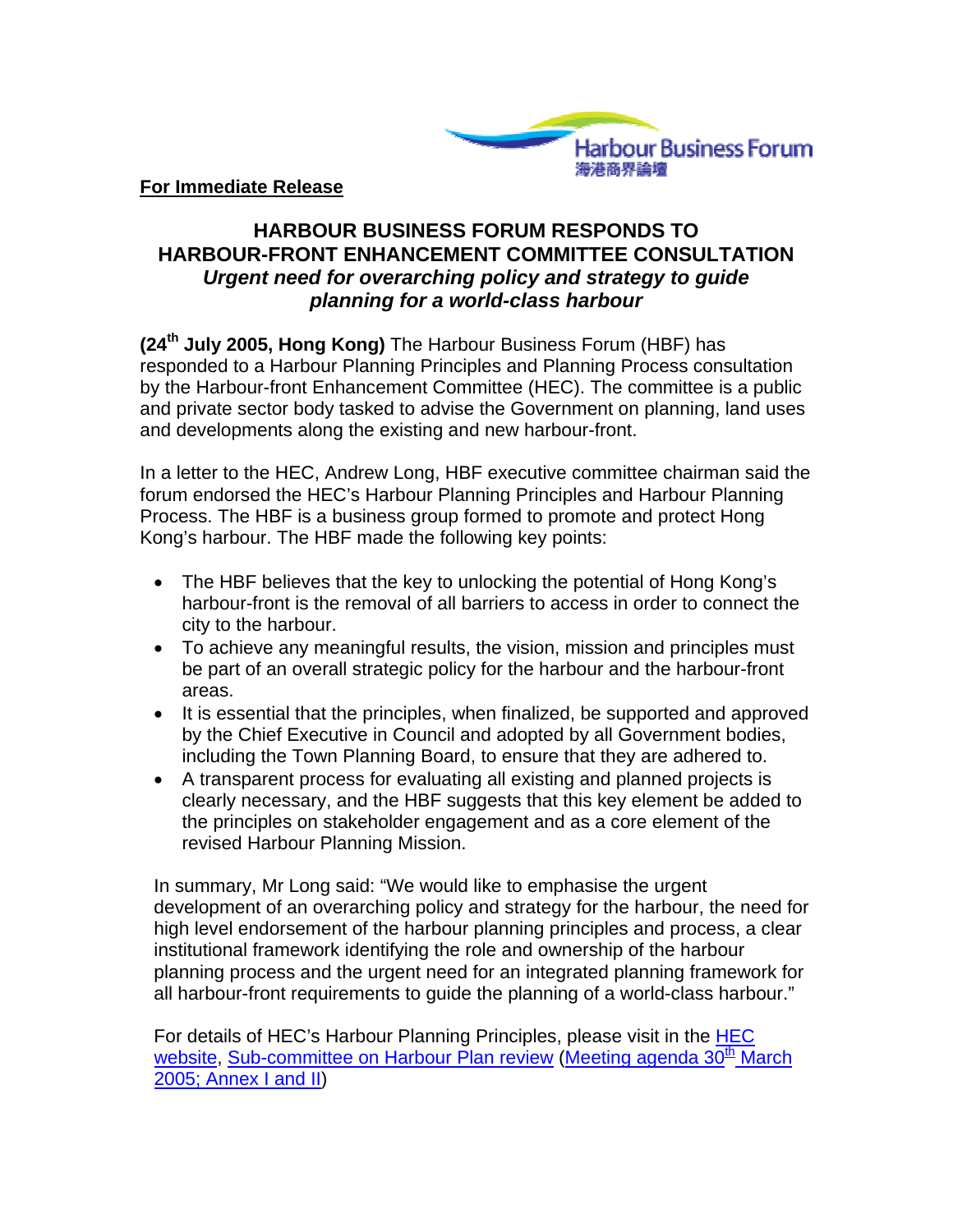Harbour Business Forum
海港商界論壇

**For Immediate Release**

# HARBOUR BUSINESS FORUM RESPONDS TO HARBOUR-FRONT ENHANCEMENT COMMITTEE CONSULTATION

## *Urgent need for overarching policy and strategy to guide planning for a world-class harbour*

**(24th July 2005, Hong Kong)** The Harbour Business Forum (HBF) has responded to a Harbour Planning Principles and Planning Process consultation by the Harbour-front Enhancement Committee (HEC). The committee is a public and private sector body tasked to advise the Government on planning, land uses and developments along the existing and new harbour-front.

In a letter to the HEC, Andrew Long, HBF executive committee chairman said the forum endorsed the HEC's Harbour Planning Principles and Harbour Planning Process. The HBF is a business group formed to promote and protect Hong Kong's harbour. The HBF made the following key points:

- The HBF believes that the key to unlocking the potential of Hong Kong's harbour-front is the removal of all barriers to access in order to connect the city to the harbour.
- To achieve any meaningful results, the vision, mission and principles must be part of an overall strategic policy for the harbour and the harbour-front areas.
- It is essential that the principles, when finalized, be supported and approved by the Chief Executive in Council and adopted by all Government bodies, including the Town Planning Board, to ensure that they are adhered to.
- A transparent process for evaluating all existing and planned projects is clearly necessary, and the HBF suggests that this key element be added to the principles on stakeholder engagement and as a core element of the revised Harbour Planning Mission.

In summary, Mr Long said: "We would like to emphasise the urgent development of an overarching policy and strategy for the harbour, the need for high level endorsement of the harbour planning principles and process, a clear institutional framework identifying the role and ownership of the harbour planning process and the urgent need for an integrated planning framework for all harbour-front requirements to guide the planning of a world-class harbour."

For details of HEC's Harbour Planning Principles, please visit in the HEC website, Sub-committee on Harbour Plan review (Meeting agenda 30th March 2005; Annex I and II)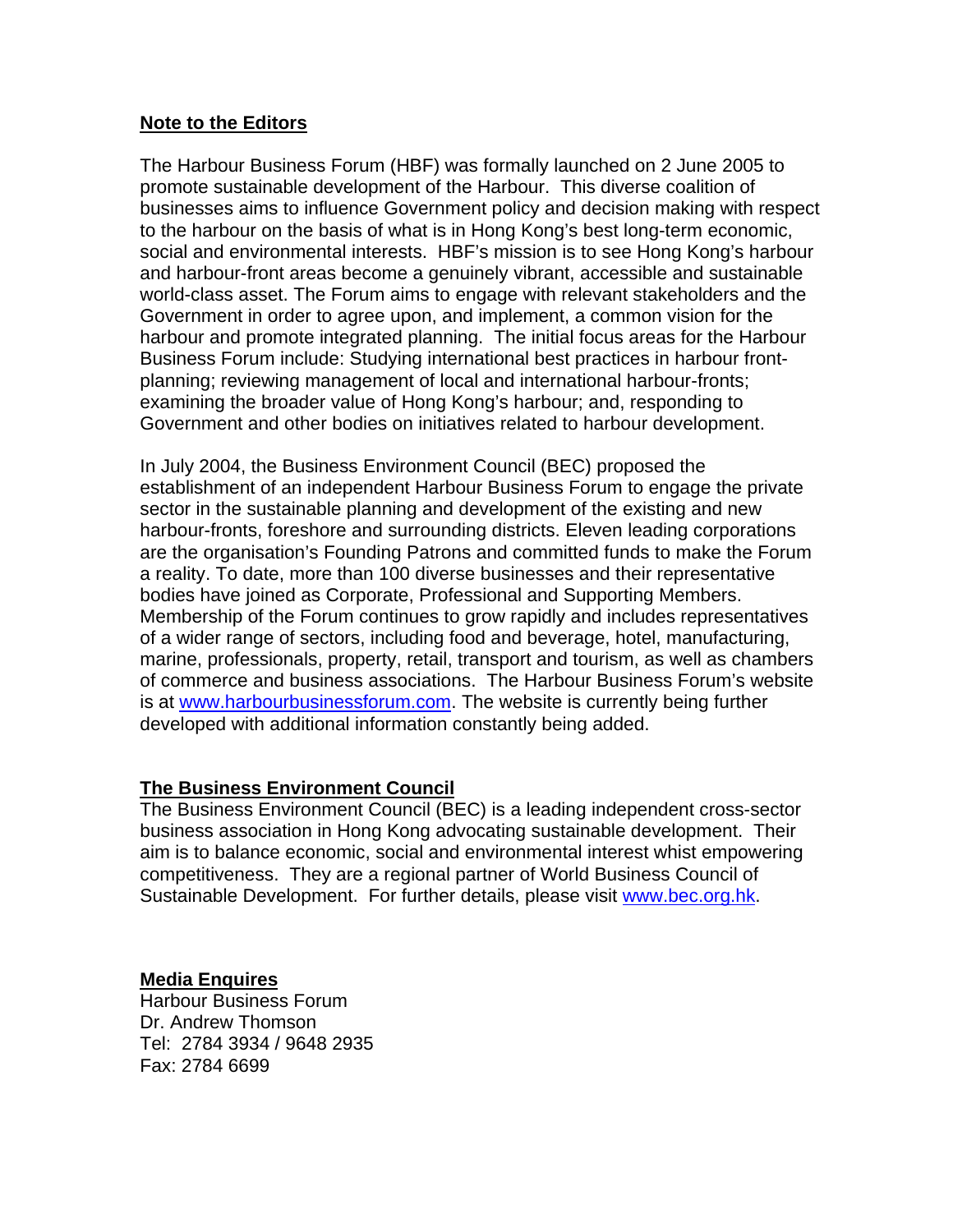## Note to the Editors

The Harbour Business Forum (HBF) was formally launched on 2 June 2005 to promote sustainable development of the Harbour. This diverse coalition of businesses aims to influence Government policy and decision making with respect to the harbour on the basis of what is in Hong Kong's best long-term economic, social and environmental interests. HBF's mission is to see Hong Kong's harbour and harbour-front areas become a genuinely vibrant, accessible and sustainable world-class asset. The Forum aims to engage with relevant stakeholders and the Government in order to agree upon, and implement, a common vision for the harbour and promote integrated planning. The initial focus areas for the Harbour Business Forum include: Studying international best practices in harbour front-planning; reviewing management of local and international harbour-fronts; examining the broader value of Hong Kong's harbour; and, responding to Government and other bodies on initiatives related to harbour development.

In July 2004, the Business Environment Council (BEC) proposed the establishment of an independent Harbour Business Forum to engage the private sector in the sustainable planning and development of the existing and new harbour-fronts, foreshore and surrounding districts. Eleven leading corporations are the organisation's Founding Patrons and committed funds to make the Forum a reality. To date, more than 100 diverse businesses and their representative bodies have joined as Corporate, Professional and Supporting Members. Membership of the Forum continues to grow rapidly and includes representatives of a wider range of sectors, including food and beverage, hotel, manufacturing, marine, professionals, property, retail, transport and tourism, as well as chambers of commerce and business associations. The Harbour Business Forum's website is at www.harbourbusinessforum.com. The website is currently being further developed with additional information constantly being added.

## The Business Environment Council

The Business Environment Council (BEC) is a leading independent cross-sector business association in Hong Kong advocating sustainable development. Their aim is to balance economic, social and environmental interest whist empowering competitiveness. They are a regional partner of World Business Council of Sustainable Development. For further details, please visit www.bec.org.hk.

## Media Enquires

Harbour Business Forum
Dr. Andrew Thomson
Tel: 2784 3934 / 9648 2935
Fax: 2784 6699